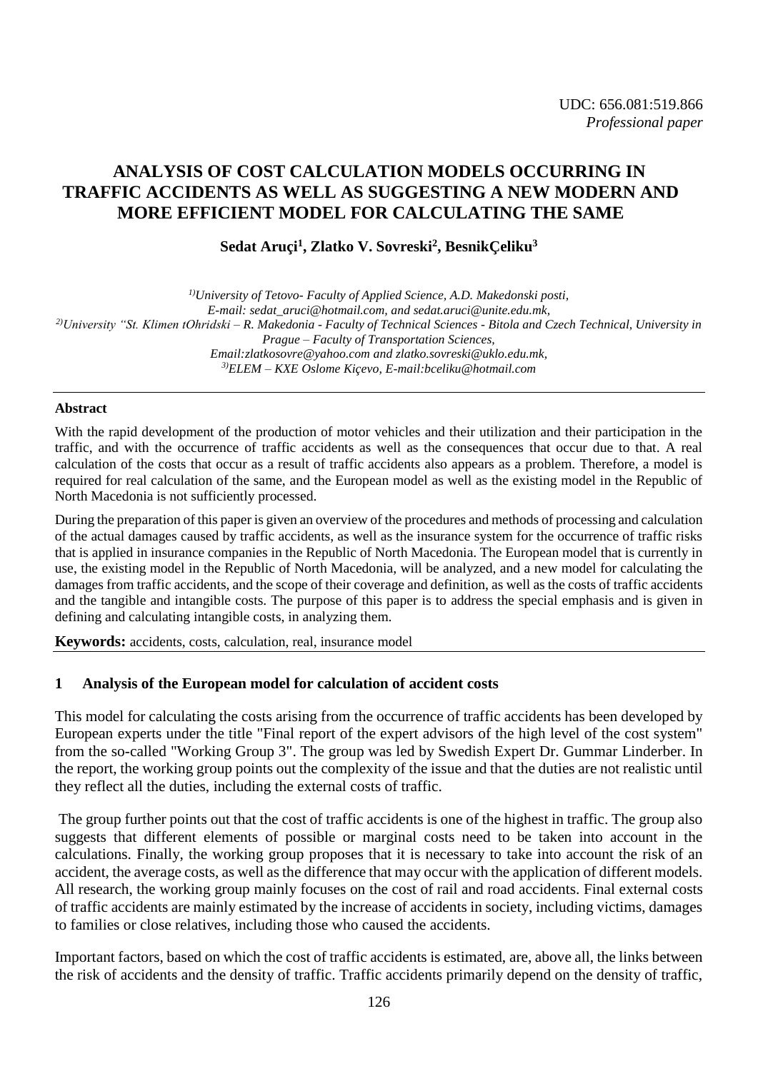UDC: 656.081:519.866
*Professional paper*

# ANALYSIS OF COST CALCULATION MODELS OCCURRING IN TRAFFIC ACCIDENTS AS WELL AS SUGGESTING A NEW MODERN AND MORE EFFICIENT MODEL FOR CALCULATING THE SAME

**Sedat Aruçi[1], Zlatko V. Sovreski[2], BesnikÇeliku[3]**

*[1)]University of Tetovo- Faculty of Applied Science, A.D. Makedonski posti, E-mail: sedat_aruci@hotmail.com, and sedat.aruci@unite.edu.mk,*
*[2)]University "St. Klimen tOhridski – R. Makedonia - Faculty of Technical Sciences - Bitola and Czech Technical, University in Prague – Faculty of Transportation Sciences, Email:zlatkosovre@yahoo.com and zlatko.sovreski@uklo.edu.mk,*
*[3)]ELEM – KXE Oslome Kiçevo, E-mail:bceliku@hotmail.com*

---

**Abstract**

With the rapid development of the production of motor vehicles and their utilization and their participation in the traffic, and with the occurrence of traffic accidents as well as the consequences that occur due to that. A real calculation of the costs that occur as a result of traffic accidents also appears as a problem. Therefore, a model is required for real calculation of the same, and the European model as well as the existing model in the Republic of North Macedonia is not sufficiently processed.

During the preparation of this paper is given an overview of the procedures and methods of processing and calculation of the actual damages caused by traffic accidents, as well as the insurance system for the occurrence of traffic risks that is applied in insurance companies in the Republic of North Macedonia. The European model that is currently in use, the existing model in the Republic of North Macedonia, will be analyzed, and a new model for calculating the damages from traffic accidents, and the scope of their coverage and definition, as well as the costs of traffic accidents and the tangible and intangible costs. The purpose of this paper is to address the special emphasis and is given in defining and calculating intangible costs, in analyzing them.

**Keywords:** accidents, costs, calculation, real, insurance model

---

## 1 Analysis of the European model for calculation of accident costs

This model for calculating the costs arising from the occurrence of traffic accidents has been developed by European experts under the title "Final report of the expert advisors of the high level of the cost system" from the so-called "Working Group 3". The group was led by Swedish Expert Dr. Gummar Linderber. In the report, the working group points out the complexity of the issue and that the duties are not realistic until they reflect all the duties, including the external costs of traffic.

The group further points out that the cost of traffic accidents is one of the highest in traffic. The group also suggests that different elements of possible or marginal costs need to be taken into account in the calculations. Finally, the working group proposes that it is necessary to take into account the risk of an accident, the average costs, as well as the difference that may occur with the application of different models. All research, the working group mainly focuses on the cost of rail and road accidents. Final external costs of traffic accidents are mainly estimated by the increase of accidents in society, including victims, damages to families or close relatives, including those who caused the accidents.

Important factors, based on which the cost of traffic accidents is estimated, are, above all, the links between the risk of accidents and the density of traffic. Traffic accidents primarily depend on the density of traffic,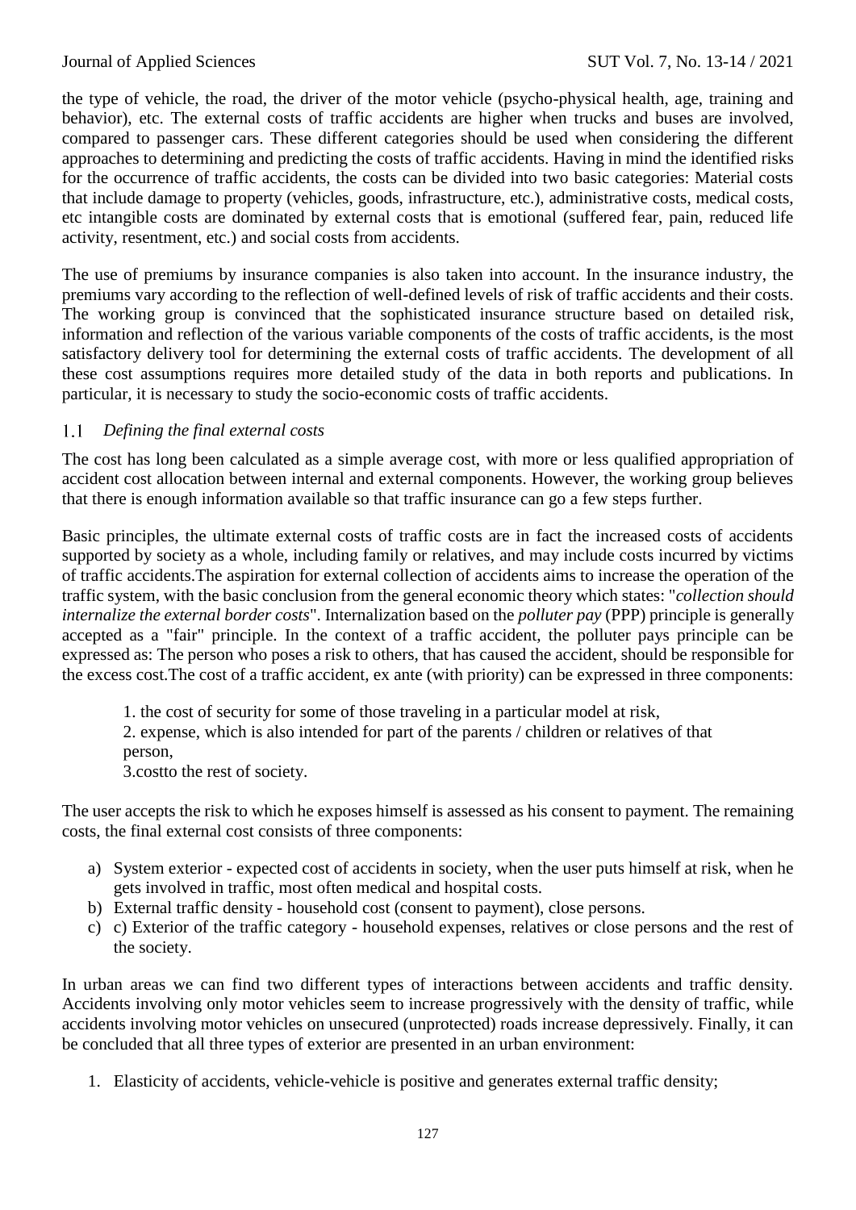the type of vehicle, the road, the driver of the motor vehicle (psycho-physical health, age, training and behavior), etc. The external costs of traffic accidents are higher when trucks and buses are involved, compared to passenger cars. These different categories should be used when considering the different approaches to determining and predicting the costs of traffic accidents. Having in mind the identified risks for the occurrence of traffic accidents, the costs can be divided into two basic categories: Material costs that include damage to property (vehicles, goods, infrastructure, etc.), administrative costs, medical costs, etc intangible costs are dominated by external costs that is emotional (suffered fear, pain, reduced life activity, resentment, etc.) and social costs from accidents.

The use of premiums by insurance companies is also taken into account. In the insurance industry, the premiums vary according to the reflection of well-defined levels of risk of traffic accidents and their costs. The working group is convinced that the sophisticated insurance structure based on detailed risk, information and reflection of the various variable components of the costs of traffic accidents, is the most satisfactory delivery tool for determining the external costs of traffic accidents. The development of all these cost assumptions requires more detailed study of the data in both reports and publications. In particular, it is necessary to study the socio-economic costs of traffic accidents.

### 1.1 *Defining the final external costs*

The cost has long been calculated as a simple average cost, with more or less qualified appropriation of accident cost allocation between internal and external components. However, the working group believes that there is enough information available so that traffic insurance can go a few steps further.

Basic principles, the ultimate external costs of traffic costs are in fact the increased costs of accidents supported by society as a whole, including family or relatives, and may include costs incurred by victims of traffic accidents.The aspiration for external collection of accidents aims to increase the operation of the traffic system, with the basic conclusion from the general economic theory which states: "*collection should internalize the external border costs*". Internalization based on the *polluter pay* (PPP) principle is generally accepted as a "fair" principle. In the context of a traffic accident, the polluter pays principle can be expressed as: The person who poses a risk to others, that has caused the accident, should be responsible for the excess cost.The cost of a traffic accident, ex ante (with priority) can be expressed in three components:

1. the cost of security for some of those traveling in a particular model at risk,
2. expense, which is also intended for part of the parents / children or relatives of that person,
3. costto the rest of society.

The user accepts the risk to which he exposes himself is assessed as his consent to payment. The remaining costs, the final external cost consists of three components:

a) System exterior - expected cost of accidents in society, when the user puts himself at risk, when he gets involved in traffic, most often medical and hospital costs.
b) External traffic density - household cost (consent to payment), close persons.
c) c) Exterior of the traffic category - household expenses, relatives or close persons and the rest of the society.

In urban areas we can find two different types of interactions between accidents and traffic density. Accidents involving only motor vehicles seem to increase progressively with the density of traffic, while accidents involving motor vehicles on unsecured (unprotected) roads increase depressively. Finally, it can be concluded that all three types of exterior are presented in an urban environment:

1. Elasticity of accidents, vehicle-vehicle is positive and generates external traffic density;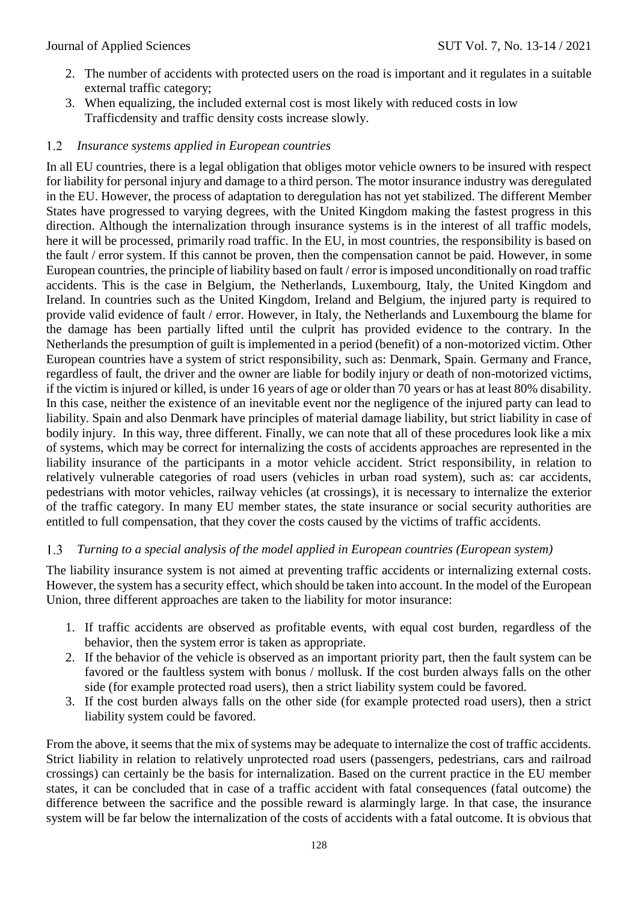2. The number of accidents with protected users on the road is important and it regulates in a suitable external traffic category;
3. When equalizing, the included external cost is most likely with reduced costs in low Trafficdensity and traffic density costs increase slowly.

### 1.2 *Insurance systems applied in European countries*

In all EU countries, there is a legal obligation that obliges motor vehicle owners to be insured with respect for liability for personal injury and damage to a third person. The motor insurance industry was deregulated in the EU. However, the process of adaptation to deregulation has not yet stabilized. The different Member States have progressed to varying degrees, with the United Kingdom making the fastest progress in this direction. Although the internalization through insurance systems is in the interest of all traffic models, here it will be processed, primarily road traffic. In the EU, in most countries, the responsibility is based on the fault / error system. If this cannot be proven, then the compensation cannot be paid. However, in some European countries, the principle of liability based on fault / error is imposed unconditionally on road traffic accidents. This is the case in Belgium, the Netherlands, Luxembourg, Italy, the United Kingdom and Ireland. In countries such as the United Kingdom, Ireland and Belgium, the injured party is required to provide valid evidence of fault / error. However, in Italy, the Netherlands and Luxembourg the blame for the damage has been partially lifted until the culprit has provided evidence to the contrary. In the Netherlands the presumption of guilt is implemented in a period (benefit) of a non-motorized victim. Other European countries have a system of strict responsibility, such as: Denmark, Spain. Germany and France, regardless of fault, the driver and the owner are liable for bodily injury or death of non-motorized victims, if the victim is injured or killed, is under 16 years of age or older than 70 years or has at least 80% disability. In this case, neither the existence of an inevitable event nor the negligence of the injured party can lead to liability. Spain and also Denmark have principles of material damage liability, but strict liability in case of bodily injury. In this way, three different. Finally, we can note that all of these procedures look like a mix of systems, which may be correct for internalizing the costs of accidents approaches are represented in the liability insurance of the participants in a motor vehicle accident. Strict responsibility, in relation to relatively vulnerable categories of road users (vehicles in urban road system), such as: car accidents, pedestrians with motor vehicles, railway vehicles (at crossings), it is necessary to internalize the exterior of the traffic category. In many EU member states, the state insurance or social security authorities are entitled to full compensation, that they cover the costs caused by the victims of traffic accidents.

### 1.3 *Turning to a special analysis of the model applied in European countries (European system)*

The liability insurance system is not aimed at preventing traffic accidents or internalizing external costs. However, the system has a security effect, which should be taken into account. In the model of the European Union, three different approaches are taken to the liability for motor insurance:

1. If traffic accidents are observed as profitable events, with equal cost burden, regardless of the behavior, then the system error is taken as appropriate.
2. If the behavior of the vehicle is observed as an important priority part, then the fault system can be favored or the faultless system with bonus / mollusk. If the cost burden always falls on the other side (for example protected road users), then a strict liability system could be favored.
3. If the cost burden always falls on the other side (for example protected road users), then a strict liability system could be favored.

From the above, it seems that the mix of systems may be adequate to internalize the cost of traffic accidents. Strict liability in relation to relatively unprotected road users (passengers, pedestrians, cars and railroad crossings) can certainly be the basis for internalization. Based on the current practice in the EU member states, it can be concluded that in case of a traffic accident with fatal consequences (fatal outcome) the difference between the sacrifice and the possible reward is alarmingly large. In that case, the insurance system will be far below the internalization of the costs of accidents with a fatal outcome. It is obvious that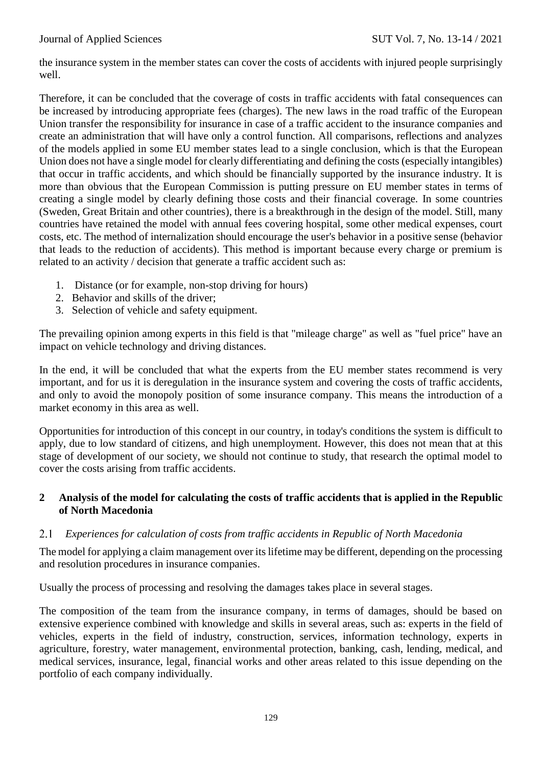the insurance system in the member states can cover the costs of accidents with injured people surprisingly well.

Therefore, it can be concluded that the coverage of costs in traffic accidents with fatal consequences can be increased by introducing appropriate fees (charges). The new laws in the road traffic of the European Union transfer the responsibility for insurance in case of a traffic accident to the insurance companies and create an administration that will have only a control function. All comparisons, reflections and analyzes of the models applied in some EU member states lead to a single conclusion, which is that the European Union does not have a single model for clearly differentiating and defining the costs (especially intangibles) that occur in traffic accidents, and which should be financially supported by the insurance industry. It is more than obvious that the European Commission is putting pressure on EU member states in terms of creating a single model by clearly defining those costs and their financial coverage. In some countries (Sweden, Great Britain and other countries), there is a breakthrough in the design of the model. Still, many countries have retained the model with annual fees covering hospital, some other medical expenses, court costs, etc. The method of internalization should encourage the user's behavior in a positive sense (behavior that leads to the reduction of accidents). This method is important because every charge or premium is related to an activity / decision that generate a traffic accident such as:

1. Distance (or for example, non-stop driving for hours)
2. Behavior and skills of the driver;
3. Selection of vehicle and safety equipment.

The prevailing opinion among experts in this field is that "mileage charge" as well as "fuel price" have an impact on vehicle technology and driving distances.

In the end, it will be concluded that what the experts from the EU member states recommend is very important, and for us it is deregulation in the insurance system and covering the costs of traffic accidents, and only to avoid the monopoly position of some insurance company. This means the introduction of a market economy in this area as well.

Opportunities for introduction of this concept in our country, in today's conditions the system is difficult to apply, due to low standard of citizens, and high unemployment. However, this does not mean that at this stage of development of our society, we should not continue to study, that research the optimal model to cover the costs arising from traffic accidents.

## 2 Analysis of the model for calculating the costs of traffic accidents that is applied in the Republic of North Macedonia

### 2.1 *Experiences for calculation of costs from traffic accidents in Republic of North Macedonia*

The model for applying a claim management over its lifetime may be different, depending on the processing and resolution procedures in insurance companies.

Usually the process of processing and resolving the damages takes place in several stages.

The composition of the team from the insurance company, in terms of damages, should be based on extensive experience combined with knowledge and skills in several areas, such as: experts in the field of vehicles, experts in the field of industry, construction, services, information technology, experts in agriculture, forestry, water management, environmental protection, banking, cash, lending, medical, and medical services, insurance, legal, financial works and other areas related to this issue depending on the portfolio of each company individually.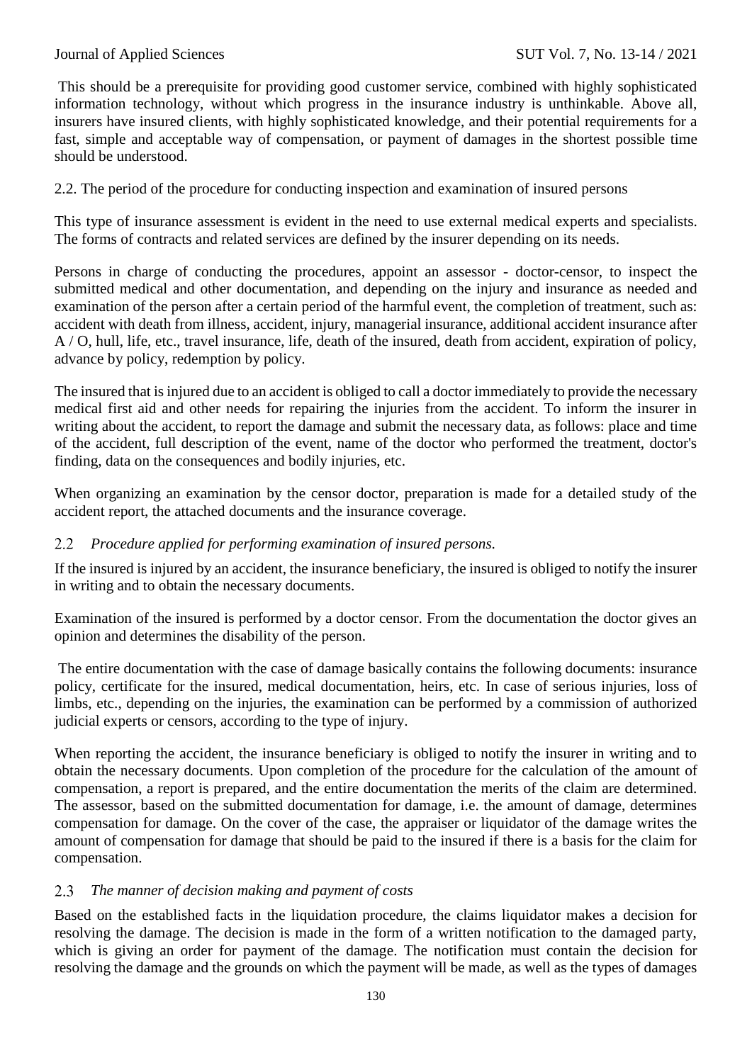This should be a prerequisite for providing good customer service, combined with highly sophisticated information technology, without which progress in the insurance industry is unthinkable. Above all, insurers have insured clients, with highly sophisticated knowledge, and their potential requirements for a fast, simple and acceptable way of compensation, or payment of damages in the shortest possible time should be understood.

2.2. The period of the procedure for conducting inspection and examination of insured persons

This type of insurance assessment is evident in the need to use external medical experts and specialists. The forms of contracts and related services are defined by the insurer depending on its needs.

Persons in charge of conducting the procedures, appoint an assessor - doctor-censor, to inspect the submitted medical and other documentation, and depending on the injury and insurance as needed and examination of the person after a certain period of the harmful event, the completion of treatment, such as: accident with death from illness, accident, injury, managerial insurance, additional accident insurance after A / O, hull, life, etc., travel insurance, life, death of the insured, death from accident, expiration of policy, advance by policy, redemption by policy.

The insured that is injured due to an accident is obliged to call a doctor immediately to provide the necessary medical first aid and other needs for repairing the injuries from the accident. To inform the insurer in writing about the accident, to report the damage and submit the necessary data, as follows: place and time of the accident, full description of the event, name of the doctor who performed the treatment, doctor's finding, data on the consequences and bodily injuries, etc.

When organizing an examination by the censor doctor, preparation is made for a detailed study of the accident report, the attached documents and the insurance coverage.

### 2.2 *Procedure applied for performing examination of insured persons.*

If the insured is injured by an accident, the insurance beneficiary, the insured is obliged to notify the insurer in writing and to obtain the necessary documents.

Examination of the insured is performed by a doctor censor. From the documentation the doctor gives an opinion and determines the disability of the person.

The entire documentation with the case of damage basically contains the following documents: insurance policy, certificate for the insured, medical documentation, heirs, etc. In case of serious injuries, loss of limbs, etc., depending on the injuries, the examination can be performed by a commission of authorized judicial experts or censors, according to the type of injury.

When reporting the accident, the insurance beneficiary is obliged to notify the insurer in writing and to obtain the necessary documents. Upon completion of the procedure for the calculation of the amount of compensation, a report is prepared, and the entire documentation the merits of the claim are determined. The assessor, based on the submitted documentation for damage, i.e. the amount of damage, determines compensation for damage. On the cover of the case, the appraiser or liquidator of the damage writes the amount of compensation for damage that should be paid to the insured if there is a basis for the claim for compensation.

### 2.3 *The manner of decision making and payment of costs*

Based on the established facts in the liquidation procedure, the claims liquidator makes a decision for resolving the damage. The decision is made in the form of a written notification to the damaged party, which is giving an order for payment of the damage. The notification must contain the decision for resolving the damage and the grounds on which the payment will be made, as well as the types of damages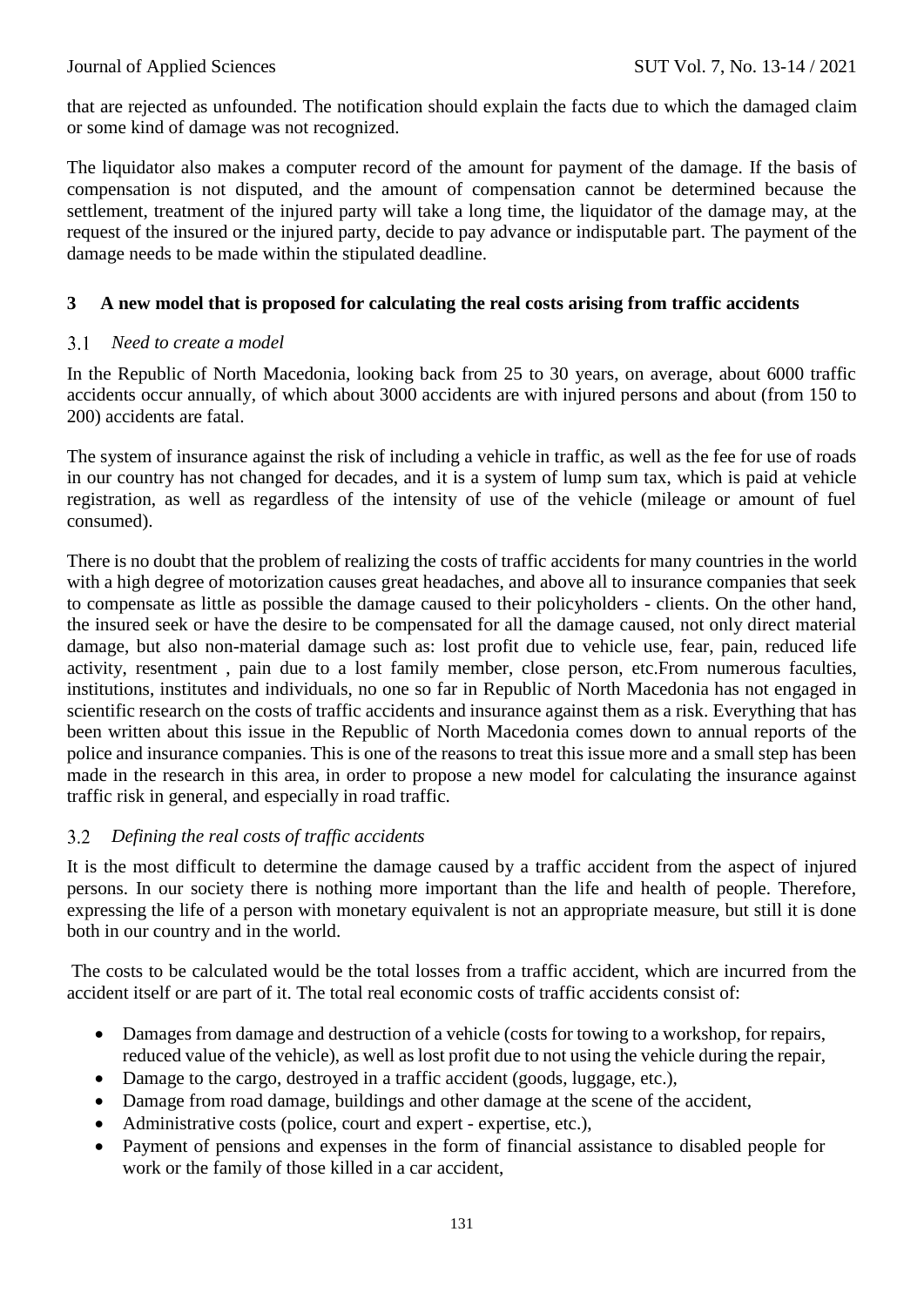that are rejected as unfounded. The notification should explain the facts due to which the damaged claim or some kind of damage was not recognized.

The liquidator also makes a computer record of the amount for payment of the damage. If the basis of compensation is not disputed, and the amount of compensation cannot be determined because the settlement, treatment of the injured party will take a long time, the liquidator of the damage may, at the request of the insured or the injured party, decide to pay advance or indisputable part. The payment of the damage needs to be made within the stipulated deadline.

## 3 A new model that is proposed for calculating the real costs arising from traffic accidents

### 3.1 *Need to create a model*

In the Republic of North Macedonia, looking back from 25 to 30 years, on average, about 6000 traffic accidents occur annually, of which about 3000 accidents are with injured persons and about (from 150 to 200) accidents are fatal.

The system of insurance against the risk of including a vehicle in traffic, as well as the fee for use of roads in our country has not changed for decades, and it is a system of lump sum tax, which is paid at vehicle registration, as well as regardless of the intensity of use of the vehicle (mileage or amount of fuel consumed).

There is no doubt that the problem of realizing the costs of traffic accidents for many countries in the world with a high degree of motorization causes great headaches, and above all to insurance companies that seek to compensate as little as possible the damage caused to their policyholders - clients. On the other hand, the insured seek or have the desire to be compensated for all the damage caused, not only direct material damage, but also non-material damage such as: lost profit due to vehicle use, fear, pain, reduced life activity, resentment , pain due to a lost family member, close person, etc.From numerous faculties, institutions, institutes and individuals, no one so far in Republic of North Macedonia has not engaged in scientific research on the costs of traffic accidents and insurance against them as a risk. Everything that has been written about this issue in the Republic of North Macedonia comes down to annual reports of the police and insurance companies. This is one of the reasons to treat this issue more and a small step has been made in the research in this area, in order to propose a new model for calculating the insurance against traffic risk in general, and especially in road traffic.

### 3.2 *Defining the real costs of traffic accidents*

It is the most difficult to determine the damage caused by a traffic accident from the aspect of injured persons. In our society there is nothing more important than the life and health of people. Therefore, expressing the life of a person with monetary equivalent is not an appropriate measure, but still it is done both in our country and in the world.

The costs to be calculated would be the total losses from a traffic accident, which are incurred from the accident itself or are part of it. The total real economic costs of traffic accidents consist of:

- Damages from damage and destruction of a vehicle (costs for towing to a workshop, for repairs, reduced value of the vehicle), as well as lost profit due to not using the vehicle during the repair,
- Damage to the cargo, destroyed in a traffic accident (goods, luggage, etc.),
- Damage from road damage, buildings and other damage at the scene of the accident,
- Administrative costs (police, court and expert - expertise, etc.),
- Payment of pensions and expenses in the form of financial assistance to disabled people for work or the family of those killed in a car accident,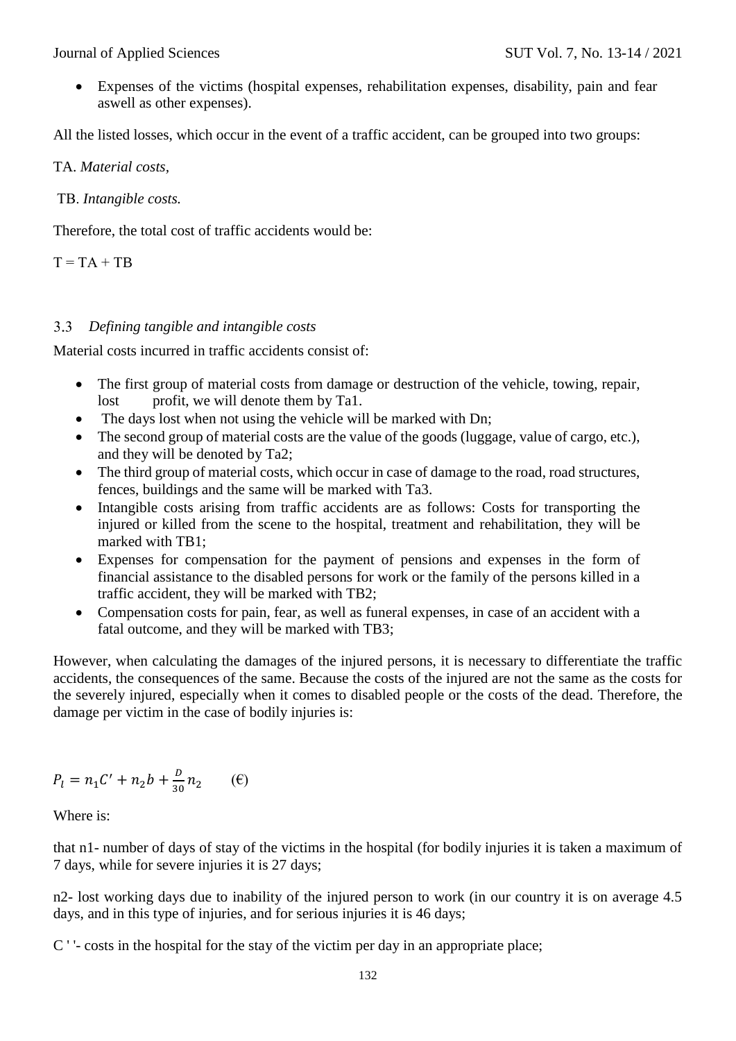- Expenses of the victims (hospital expenses, rehabilitation expenses, disability, pain and fear aswell as other expenses).

All the listed losses, which occur in the event of a traffic accident, can be grouped into two groups:

TA. *Material costs,*

TB. *Intangible costs.*

Therefore, the total cost of traffic accidents would be:

T = TA + TB

### 3.3 *Defining tangible and intangible costs*

Material costs incurred in traffic accidents consist of:

- The first group of material costs from damage or destruction of the vehicle, towing, repair, lost profit, we will denote them by Ta1.
- The days lost when not using the vehicle will be marked with Dn;
- The second group of material costs are the value of the goods (luggage, value of cargo, etc.), and they will be denoted by Ta2;
- The third group of material costs, which occur in case of damage to the road, road structures, fences, buildings and the same will be marked with Ta3.
- Intangible costs arising from traffic accidents are as follows: Costs for transporting the injured or killed from the scene to the hospital, treatment and rehabilitation, they will be marked with TB1;
- Expenses for compensation for the payment of pensions and expenses in the form of financial assistance to the disabled persons for work or the family of the persons killed in a traffic accident, they will be marked with TB2;
- Compensation costs for pain, fear, as well as funeral expenses, in case of an accident with a fatal outcome, and they will be marked with TB3;

However, when calculating the damages of the injured persons, it is necessary to differentiate the traffic accidents, the consequences of the same. Because the costs of the injured are not the same as the costs for the severely injured, especially when it comes to disabled people or the costs of the dead. Therefore, the damage per victim in the case of bodily injuries is:

$$P_l = n_1 C' + n_2 b + \frac{D}{30} n_2 \qquad (€)$$

Where is:

that n1- number of days of stay of the victims in the hospital (for bodily injuries it is taken a maximum of 7 days, while for severe injuries it is 27 days;

n2- lost working days due to inability of the injured person to work (in our country it is on average 4.5 days, and in this type of injuries, and for serious injuries it is 46 days;

C ' '- costs in the hospital for the stay of the victim per day in an appropriate place;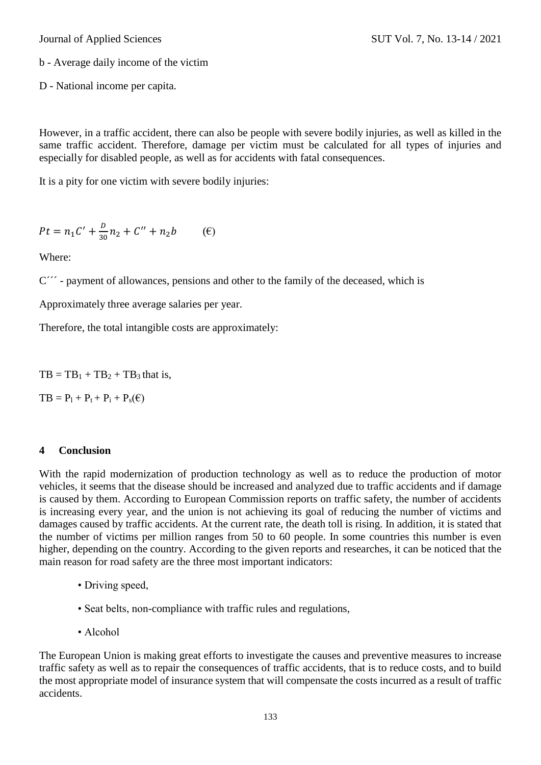b - Average daily income of the victim

D - National income per capita.

However, in a traffic accident, there can also be people with severe bodily injuries, as well as killed in the same traffic accident. Therefore, damage per victim must be calculated for all types of injuries and especially for disabled people, as well as for accidents with fatal consequences.

It is a pity for one victim with severe bodily injuries:

$$Pt = n_1 C' + \frac{D}{30} n_2 + C'' + n_2 b \qquad (€)$$

Where:

$C'''$ - payment of allowances, pensions and other to the family of the deceased, which is

Approximately three average salaries per year.

Therefore, the total intangible costs are approximately:

$TB = TB_1 + TB_2 + TB_3$ that is,

$TB = P_l + P_t + P_i + P_s (€)$

## 4 Conclusion

With the rapid modernization of production technology as well as to reduce the production of motor vehicles, it seems that the disease should be increased and analyzed due to traffic accidents and if damage is caused by them. According to European Commission reports on traffic safety, the number of accidents is increasing every year, and the union is not achieving its goal of reducing the number of victims and damages caused by traffic accidents. At the current rate, the death toll is rising. In addition, it is stated that the number of victims per million ranges from 50 to 60 people. In some countries this number is even higher, depending on the country. According to the given reports and researches, it can be noticed that the main reason for road safety are the three most important indicators:

- Driving speed,
- Seat belts, non-compliance with traffic rules and regulations,
- Alcohol

The European Union is making great efforts to investigate the causes and preventive measures to increase traffic safety as well as to repair the consequences of traffic accidents, that is to reduce costs, and to build the most appropriate model of insurance system that will compensate the costs incurred as a result of traffic accidents.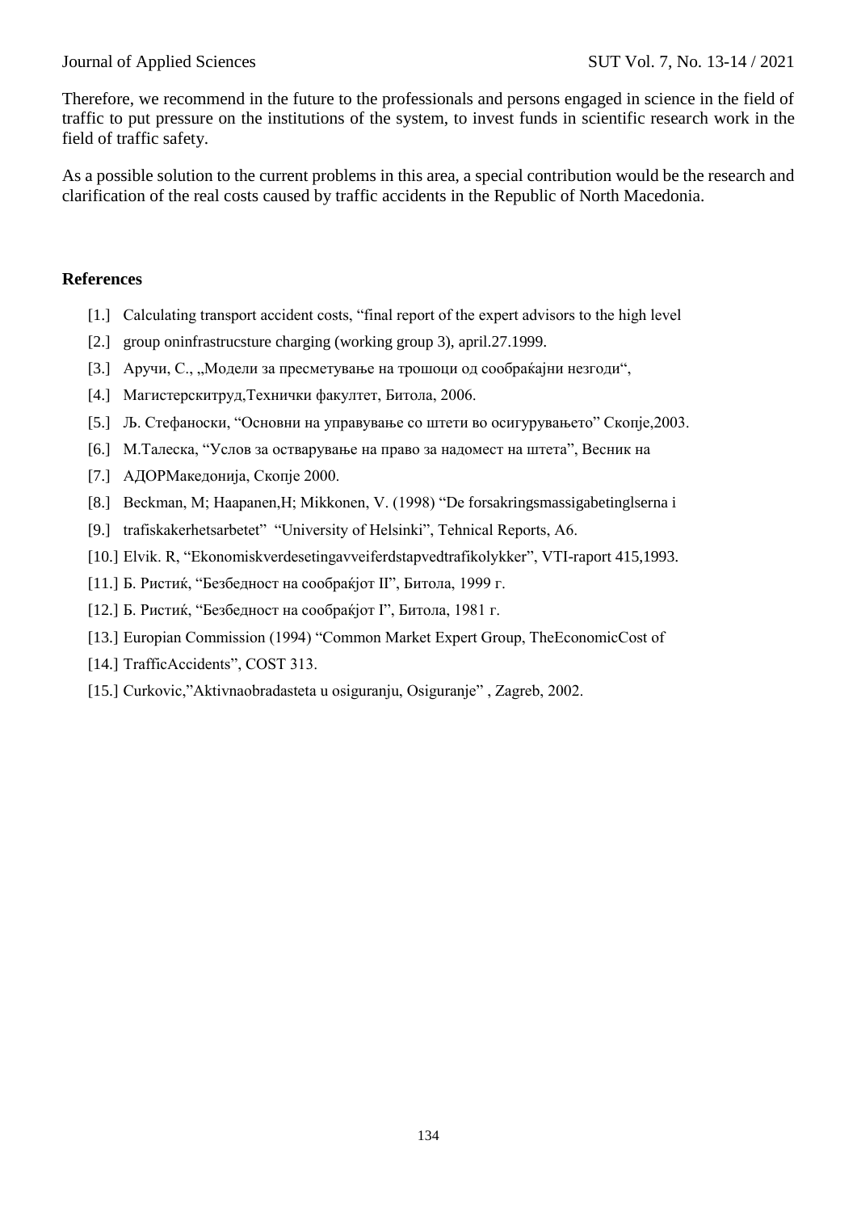Therefore, we recommend in the future to the professionals and persons engaged in science in the field of traffic to put pressure on the institutions of the system, to invest funds in scientific research work in the field of traffic safety.

As a possible solution to the current problems in this area, a special contribution would be the research and clarification of the real costs caused by traffic accidents in the Republic of North Macedonia.

## References

[1.] Calculating transport accident costs, “final report of the expert advisors to the high level

[2.] group oninfrastrucsture charging (working group 3), april.27.1999.

[3.] Аручи, С., „Модели за пресметување на трошоци од сообраќајни незгоди“,

[4.] Магистерскитруд,Технички факултет, Битола, 2006.

[5.] Љ. Стефаноски, “Основни на управување со штети во осигурувањето” Скопје,2003.

[6.] М.Талеска, “Услов за остварување на право за надомест на штета”, Весник на

[7.] АДОРМакедонија, Скопје 2000.

[8.] Beckman, M; Haapanen,H; Mikkonen, V. (1998) “De forsakringsmassigabetinglserna i

[9.] trafiskakerhetsarbetet” “University of Helsinki”, Tehnical Reports, A6.

[10.] Elvik. R, “Ekonomiskverdesetingavveiferdstapvedtrafikolykker”, VTI-raport 415,1993.

[11.] Б. Ристиќ, “Безбедност на сообраќјот II”, Битола, 1999 г.

[12.] Б. Ристиќ, “Безбедност на сообраќјот I”, Битола, 1981 г.

[13.] Europian Commission (1994) “Common Market Expert Group, TheEconomicCost of

[14.] TrafficAccidents”, COST 313.

[15.] Curkovic,”Aktivnaobradasteta u osiguranju, Osiguranje” , Zagreb, 2002.